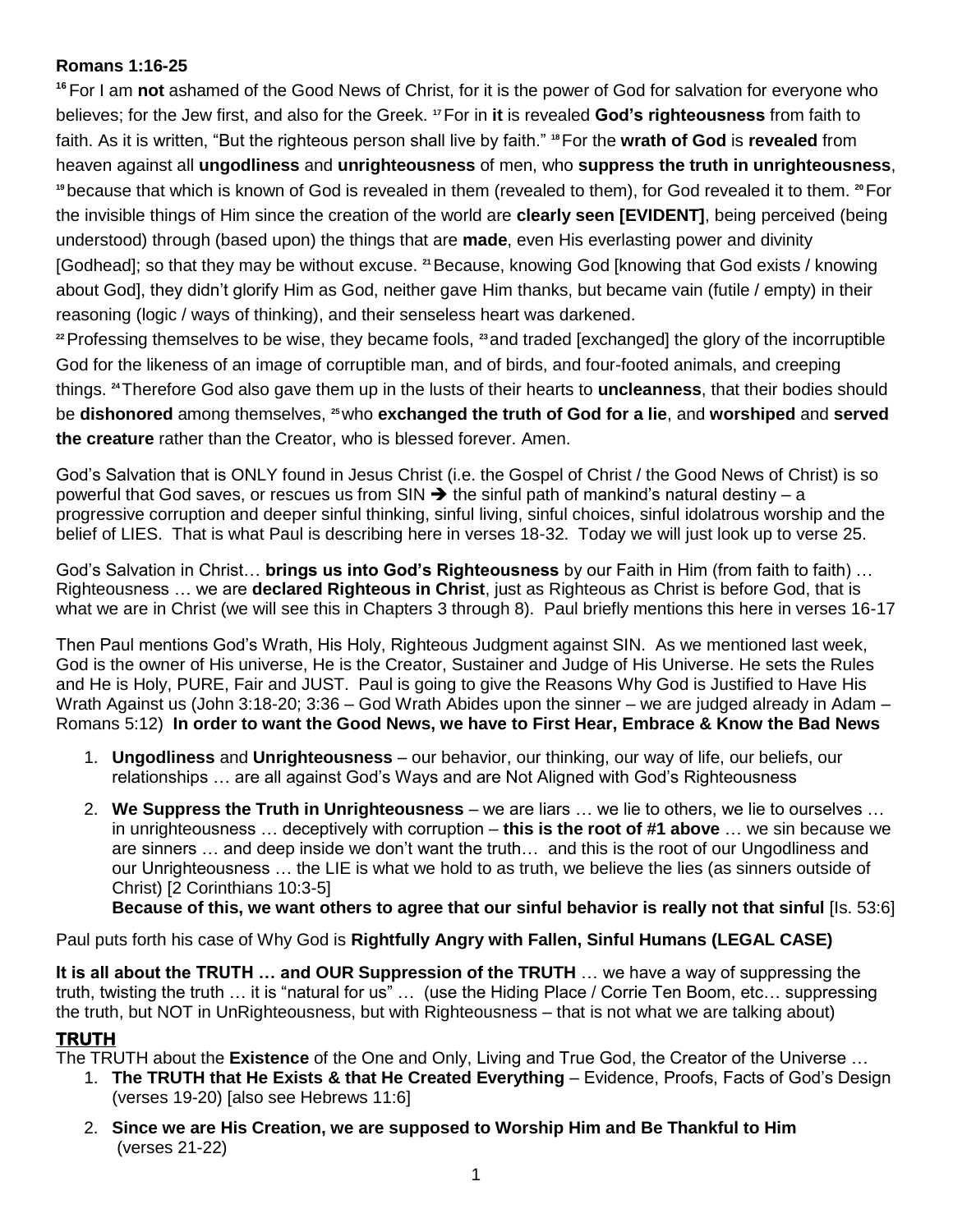**Romans 1:16-25**

[16] For I am **not** ashamed of the Good News of Christ, for it is the power of God for salvation for everyone who believes; for the Jew first, and also for the Greek. [17] For in **it** is revealed **God's righteousness** from faith to faith. As it is written, "But the righteous person shall live by faith." [18] For the **wrath of God** is **revealed** from heaven against all **ungodliness** and **unrighteousness** of men, who **suppress the truth in unrighteousness**, [19] because that which is known of God is revealed in them (revealed to them), for God revealed it to them. [20] For the invisible things of Him since the creation of the world are **clearly seen [EVIDENT]**, being perceived (being understood) through (based upon) the things that are **made**, even His everlasting power and divinity [Godhead]; so that they may be without excuse. [21] Because, knowing God [knowing that God exists / knowing about God], they didn't glorify Him as God, neither gave Him thanks, but became vain (futile / empty) in their reasoning (logic / ways of thinking), and their senseless heart was darkened.

[22] Professing themselves to be wise, they became fools, [23] and traded [exchanged] the glory of the incorruptible God for the likeness of an image of corruptible man, and of birds, and four-footed animals, and creeping things. [24] Therefore God also gave them up in the lusts of their hearts to **uncleanness**, that their bodies should be **dishonored** among themselves, [25] who **exchanged the truth of God for a lie**, and **worshiped** and **served the creature** rather than the Creator, who is blessed forever. Amen.

God's Salvation that is ONLY found in Jesus Christ (i.e. the Gospel of Christ / the Good News of Christ) is so powerful that God saves, or rescues us from SIN ➔ the sinful path of mankind's natural destiny – a progressive corruption and deeper sinful thinking, sinful living, sinful choices, sinful idolatrous worship and the belief of LIES. That is what Paul is describing here in verses 18-32. Today we will just look up to verse 25.

God's Salvation in Christ… **brings us into God's Righteousness** by our Faith in Him (from faith to faith) … Righteousness … we are **declared Righteous in Christ**, just as Righteous as Christ is before God, that is what we are in Christ (we will see this in Chapters 3 through 8). Paul briefly mentions this here in verses 16-17

Then Paul mentions God's Wrath, His Holy, Righteous Judgment against SIN. As we mentioned last week, God is the owner of His universe, He is the Creator, Sustainer and Judge of His Universe. He sets the Rules and He is Holy, PURE, Fair and JUST. Paul is going to give the Reasons Why God is Justified to Have His Wrath Against us (John 3:18-20; 3:36 – God Wrath Abides upon the sinner – we are judged already in Adam – Romans 5:12) **In order to want the Good News, we have to First Hear, Embrace & Know the Bad News**

1. **Ungodliness** and **Unrighteousness** – our behavior, our thinking, our way of life, our beliefs, our relationships … are all against God's Ways and are Not Aligned with God's Righteousness
2. **We Suppress the Truth in Unrighteousness** – we are liars … we lie to others, we lie to ourselves … in unrighteousness … deceptively with corruption – **this is the root of #1 above** … we sin because we are sinners … and deep inside we don't want the truth… and this is the root of our Ungodliness and our Unrighteousness … the LIE is what we hold to as truth, we believe the lies (as sinners outside of Christ) [2 Corinthians 10:3-5]
   **Because of this, we want others to agree that our sinful behavior is really not that sinful** [Is. 53:6]

Paul puts forth his case of Why God is **Rightfully Angry with Fallen, Sinful Humans (LEGAL CASE)**

**It is all about the TRUTH … and OUR Suppression of the TRUTH** … we have a way of suppressing the truth, twisting the truth … it is "natural for us" … (use the Hiding Place / Corrie Ten Boom, etc… suppressing the truth, but NOT in UnRighteousness, but with Righteousness – that is not what we are talking about)

## TRUTH

The TRUTH about the **Existence** of the One and Only, Living and True God, the Creator of the Universe …

1. **The TRUTH that He Exists & that He Created Everything** – Evidence, Proofs, Facts of God's Design (verses 19-20) [also see Hebrews 11:6]
2. **Since we are His Creation, we are supposed to Worship Him and Be Thankful to Him** (verses 21-22)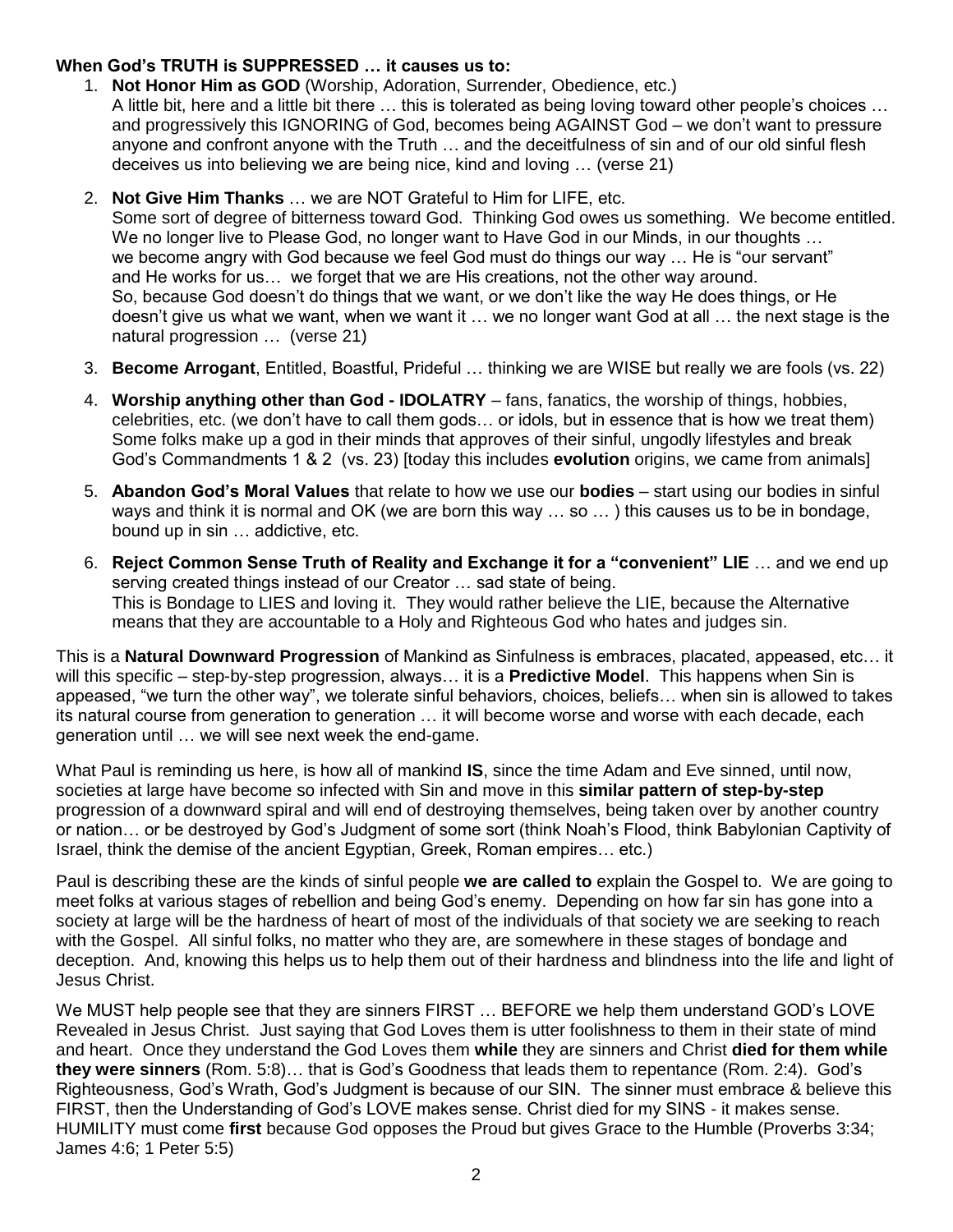**When God's TRUTH is SUPPRESSED … it causes us to:**

1. **Not Honor Him as GOD** (Worship, Adoration, Surrender, Obedience, etc.)
   A little bit, here and a little bit there … this is tolerated as being loving toward other people's choices … and progressively this IGNORING of God, becomes being AGAINST God – we don't want to pressure anyone and confront anyone with the Truth … and the deceitfulness of sin and of our old sinful flesh deceives us into believing we are being nice, kind and loving … (verse 21)

2. **Not Give Him Thanks** … we are NOT Grateful to Him for LIFE, etc.
   Some sort of degree of bitterness toward God. Thinking God owes us something. We become entitled. We no longer live to Please God, no longer want to Have God in our Minds, in our thoughts … we become angry with God because we feel God must do things our way … He is "our servant" and He works for us… we forget that we are His creations, not the other way around.
   So, because God doesn't do things that we want, or we don't like the way He does things, or He doesn't give us what we want, when we want it … we no longer want God at all … the next stage is the natural progression … (verse 21)

3. **Become Arrogant**, Entitled, Boastful, Prideful … thinking we are WISE but really we are fools (vs. 22)

4. **Worship anything other than God - IDOLATRY** – fans, fanatics, the worship of things, hobbies, celebrities, etc. (we don't have to call them gods… or idols, but in essence that is how we treat them) Some folks make up a god in their minds that approves of their sinful, ungodly lifestyles and break God's Commandments 1 & 2 (vs. 23) [today this includes **evolution** origins, we came from animals]

5. **Abandon God's Moral Values** that relate to how we use our **bodies** – start using our bodies in sinful ways and think it is normal and OK (we are born this way … so … ) this causes us to be in bondage, bound up in sin … addictive, etc.

6. **Reject Common Sense Truth of Reality and Exchange it for a "convenient" LIE** … and we end up serving created things instead of our Creator … sad state of being.
   This is Bondage to LIES and loving it. They would rather believe the LIE, because the Alternative means that they are accountable to a Holy and Righteous God who hates and judges sin.

This is a **Natural Downward Progression** of Mankind as Sinfulness is embraces, placated, appeased, etc… it will this specific – step-by-step progression, always… it is a **Predictive Model**. This happens when Sin is appeased, "we turn the other way", we tolerate sinful behaviors, choices, beliefs… when sin is allowed to takes its natural course from generation to generation … it will become worse and worse with each decade, each generation until … we will see next week the end-game.

What Paul is reminding us here, is how all of mankind **IS**, since the time Adam and Eve sinned, until now, societies at large have become so infected with Sin and move in this **similar pattern of step-by-step** progression of a downward spiral and will end of destroying themselves, being taken over by another country or nation… or be destroyed by God's Judgment of some sort (think Noah's Flood, think Babylonian Captivity of Israel, think the demise of the ancient Egyptian, Greek, Roman empires… etc.)

Paul is describing these are the kinds of sinful people **we are called to** explain the Gospel to. We are going to meet folks at various stages of rebellion and being God's enemy. Depending on how far sin has gone into a society at large will be the hardness of heart of most of the individuals of that society we are seeking to reach with the Gospel. All sinful folks, no matter who they are, are somewhere in these stages of bondage and deception. And, knowing this helps us to help them out of their hardness and blindness into the life and light of Jesus Christ.

We MUST help people see that they are sinners FIRST … BEFORE we help them understand GOD's LOVE Revealed in Jesus Christ. Just saying that God Loves them is utter foolishness to them in their state of mind and heart. Once they understand the God Loves them **while** they are sinners and Christ **died for them while they were sinners** (Rom. 5:8)… that is God's Goodness that leads them to repentance (Rom. 2:4). God's Righteousness, God's Wrath, God's Judgment is because of our SIN. The sinner must embrace & believe this FIRST, then the Understanding of God's LOVE makes sense. Christ died for my SINS - it makes sense. HUMILITY must come **first** because God opposes the Proud but gives Grace to the Humble (Proverbs 3:34; James 4:6; 1 Peter 5:5)